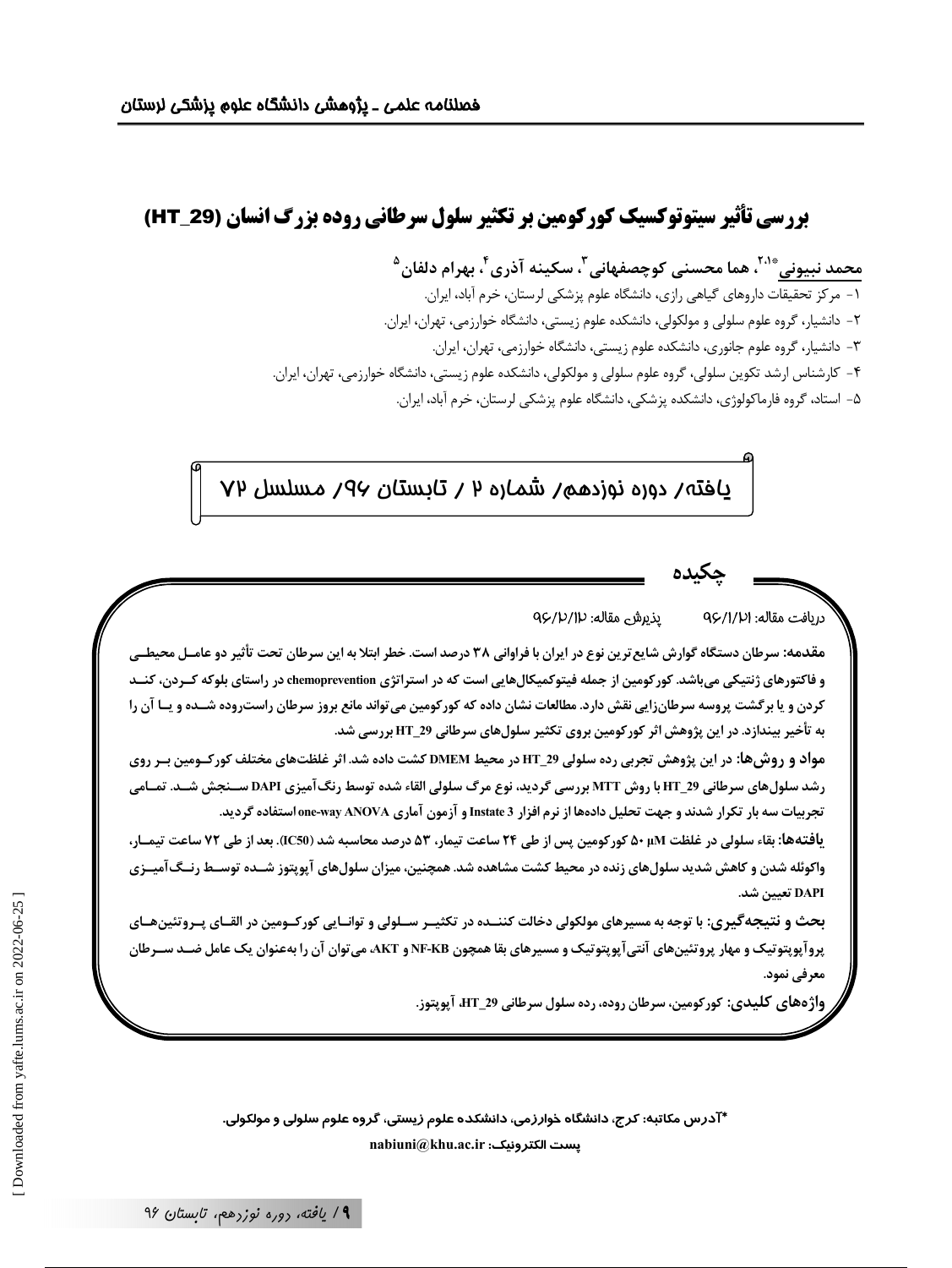# بررسی تأثیر سیتوتوکسیک کورکومین بر تکثیر سلول سرطانی روده بزرگ انسان (HT_29)

**محمد نبیونی**[*2،1]، **هما محسنی کوچصفهانی**[3]، **سکینه آذری**[4]، **بهرام دلفان**[5]

۱- مرکز تحقیقات داروهای گیاهی رازی، دانشگاه علوم پزشکی لرستان، خرم آباد، ایران.
۲- دانشیار، گروه علوم سلولی و مولکولی، دانشکده علوم زیستی، دانشگاه خوارزمی، تهران، ایران.
۳- دانشیار، گروه علوم جانوری، دانشکده علوم زیستی، دانشگاه خوارزمی، تهران، ایران.
۴- کارشناس ارشد تکوین سلولی، گروه علوم سلولی و مولکولی، دانشکده علوم زیستی، دانشگاه خوارزمی، تهران، ایران.
۵- استاد، گروه فارماکولوژی، دانشکده پزشکی، دانشگاه علوم پزشکی لرستان، خرم آباد، ایران.

**یافته/ دوره نوزدهم/ شماره ۲ / تابستان ۹۶/ مسلسل ۷۲**

## چکیده

دریافت مقاله: ۹۶/۱/۲۱ &nbsp;&nbsp;&nbsp; پذیرش مقاله: ۹۶/۲/۱۲

**مقدمه:** سرطان دستگاه گوارش شایع‌ترین نوع در ایران با فراوانی ۳۸ درصد است. خطر ابتلا به این سرطان تحت تأثیر دو عامل محیطی و فاکتورهای ژنتیکی می‌باشد. کورکومین از جمله فیتوکمیکال‌هایی است که در استراتژی chemoprevention در راستای بلوکه کردن، کند کردن و یا برگشت پروسه سرطان‌زایی نقش دارد. مطالعات نشان داده که کورکومین می‌تواند مانع بروز سرطان راست‌روده شده و یا آن را به تأخیر بیندازد. در این پژوهش اثر کورکومین بروی تکثیر سلول‌های سرطانی HT_29 بررسی شد.

**مواد و روش‌ها:** در این پژوهش تجربی رده سلولی HT_29 در محیط DMEM کشت داده شد. اثر غلظت‌های مختلف کورکومین بر روی رشد سلول‌های سرطانی HT_29 با روش MTT بررسی گردید، نوع مرگ سلولی القاء شده توسط رنگ‌آمیزی DAPI سنجش شد. تمامی تجربیات سه بار تکرار شدند و جهت تحلیل داده‌ها از نرم افزار Instate 3 و آزمون آماری one-way ANOVA استفاده گردید.

**یافته‌ها:** بقاء سلولی در غلظت ۵۰ µM کورکومین پس از طی ۲۴ ساعت تیمار، ۵۳ درصد محاسبه شد (IC50). بعد از طی ۷۲ ساعت تیمار، واکوئله شدن و کاهش شدید سلول‌های زنده در محیط کشت مشاهده شد. همچنین، میزان سلول‌های آپوپتوز شده توسط رنگ‌آمیزی DAPI تعیین شد.

**بحث و نتیجه‌گیری:** با توجه به مسیرهای مولکولی دخالت کننده در تکثیر سلولی و توانایی کورکومین در القای پروتئین‌های پروآپوپتوتیک و مهار پروتئین‌های آنتی‌آپوپتوتیک و مسیرهای بقا همچون NF-KB و AKT، می‌توان آن را به‌عنوان یک عامل ضد سرطان معرفی نمود.

**واژه‌های کلیدی:** کورکومین، سرطان روده، رده سلول سرطانی HT_29، آپوپتوز.

**\*آدرس مکاتبه: کرج، دانشگاه خوارزمی، دانشکده علوم زیستی، گروه علوم سلولی و مولکولی.**
**پست الکترونیک: nabiuni@khu.ac.ir**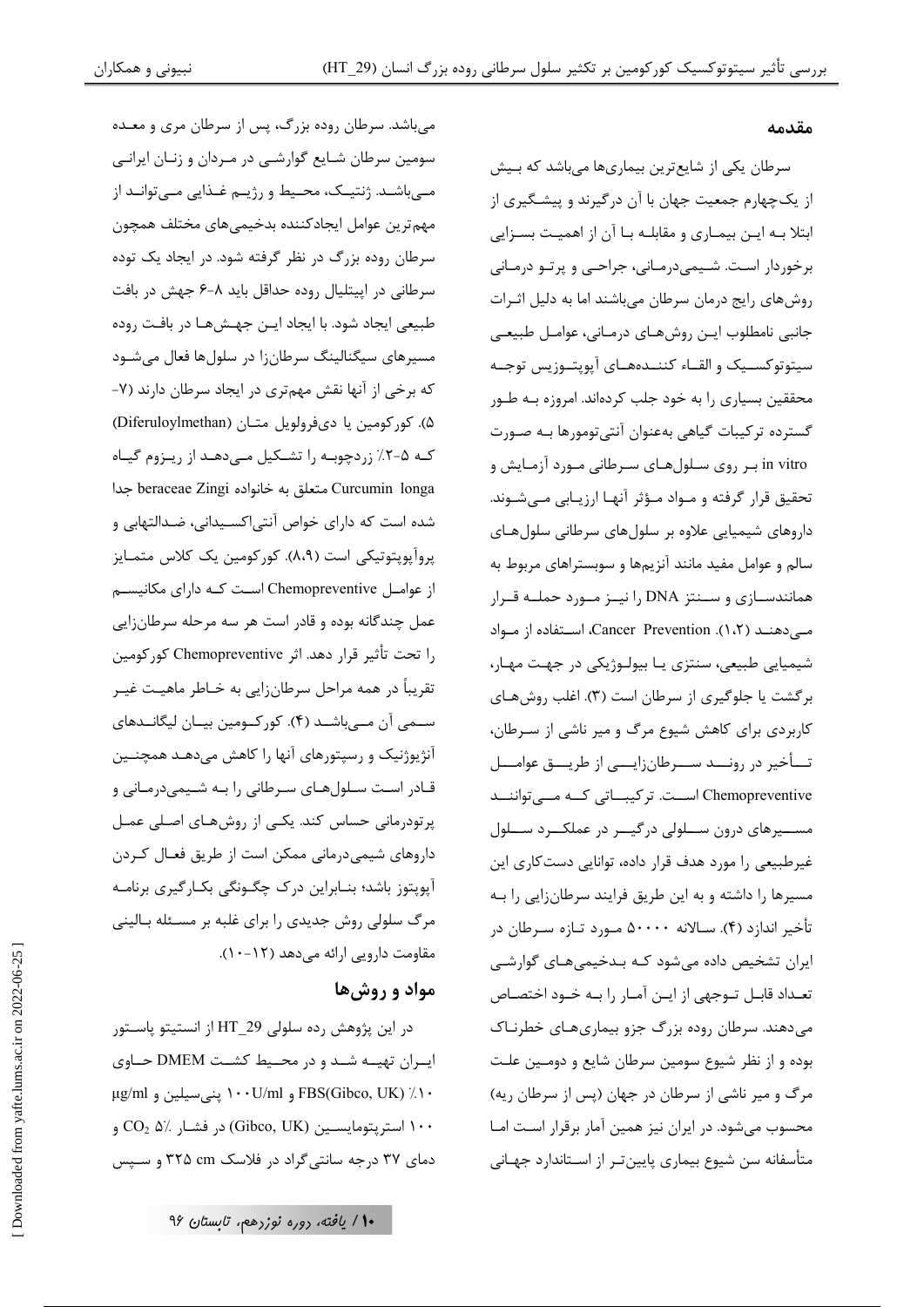## مقدمه

سرطان یکی از شایع‌ترین بیماری‌ها می‌باشد که بیش از یک‌چهارم جمعیت جهان با آن درگیرند و پیشگیری از ابتلا به این بیماری و مقابله با آن از اهمیت بسزایی برخوردار است. شیمی‌درمانی، جراحی و پرتو درمانی روش‌های رایج درمان سرطان می‌باشند اما به دلیل اثرات جانبی نامطلوب این روش‌های درمانی، عوامل طبیعی سیتوتوکسیک و القاء کننده‌های آپوپتوزیس توجه محققین بسیاری را به خود جلب کرده‌اند. امروزه به طور گسترده ترکیبات گیاهی به‌عنوان آنتی‌تومورها به صورت in vitro بر روی سلول‌های سرطانی مورد آزمایش و تحقیق قرار گرفته و مواد مؤثر آنها ارزیابی می‌شوند. داروهای شیمیایی علاوه بر سلول‌های سرطانی سلول‌های سالم و عوامل مفید مانند آنزیم‌ها و سوبستراهای مربوط به همانندسازی و سنتز DNA را نیز مورد حمله قرار می‌دهند (۱،۲). Cancer Prevention، استفاده از مواد شیمیایی طبیعی، سنتزی یا بیولوژیکی در جهت مهار، برگشت یا جلوگیری از سرطان است (۳). اغلب روش‌های کاربردی برای کاهش شیوع مرگ و میر ناشی از سرطان، تأخیر در روند سرطان‌زایی از طریق عوامل Chemopreventive است. ترکیباتی که می‌توانند مسیرهای درون سلولی درگیر در عملکرد سلول غیرطبیعی را مورد هدف قرار داده، توانایی دستکاری این مسیرها را داشته و به این طریق فرایند سرطان‌زایی را به تأخیر اندازد (۴). سالانه ۵۰۰۰۰ مورد تازه سرطان در ایران تشخیص داده می‌شود که بدخیمی‌های گوارشی تعداد قابل توجهی از این آمار را به خود اختصاص می‌دهند. سرطان روده بزرگ جزو بیماری‌های خطرناک بوده و از نظر شیوع سومین سرطان شایع و دومین علت مرگ و میر ناشی از سرطان در جهان (پس از سرطان ریه) محسوب می‌شود. در ایران نیز همین آمار برقرار است اما متأسفانه سن شیوع بیماری پایین‌تر از استاندارد جهانی می‌باشد. سرطان روده بزرگ، پس از سرطان مری و معده سومین سرطان شایع گوارشی در مردان و زنان ایرانی می‌باشد. ژنتیک، محیط و رژیم غذایی می‌تواند از مهم‌ترین عوامل ایجادکننده بدخیمی‌های مختلف همچون سرطان روده بزرگ در نظر گرفته شود. در ایجاد یک توده سرطانی در اپیتلیال روده حداقل باید ۸-۶ جهش در بافت طبیعی ایجاد شود. با ایجاد این جهش‌ها در بافت روده مسیرهای سیگنالینگ سرطان‌زا در سلول‌ها فعال می‌شود که برخی از آنها نقش مهم‌تری در ایجاد سرطان دارند (۷-۵). کورکومین یا دی‌فرولویل متان (Diferuloylmethan) که ۵-۲٪ زردچوبه را تشکیل می‌دهد از ریزوم گیاه Curcumin longa متعلق به خانواده beraceae Zingi جدا شده است که دارای خواص آنتی‌اکسیدانی، ضدالتهابی و پروآپوپتوتیکی است (۸،۹). کورکومین یک کلاس متمایز از عوامل Chemopreventive است که دارای مکانیسم عمل چندگانه بوده و قادر است هر سه مرحله سرطان‌زایی را تحت تأثیر قرار دهد. اثر Chemopreventive کورکومین تقریباً در همه مراحل سرطان‌زایی به خاطر ماهیت غیر سمی آن می‌باشد (۴). کورکومین بیان لیگاندهای آنژیوژنیک و رسپتورهای آنها را کاهش می‌دهد همچنین قادر است سلول‌های سرطانی را به شیمی‌درمانی و پرتودرمانی حساس کند. یکی از روش‌های اصلی عمل داروهای شیمی‌درمانی ممکن است از طریق فعال کردن آپوپتوز باشد؛ بنابراین درک چگونگی بکارگیری برنامه مرگ سلولی روش جدیدی را برای غلبه بر مسئله بالینی مقاومت دارویی ارائه می‌دهد (۱۲-۱۰).

## مواد و روش‌ها

در این پژوهش رده سلولی HT_29 از انستیتو پاستور ایران تهیه شد و در محیط کشت DMEM حاوی ۱۰٪ FBS(Gibco, UK) و ۱۰۰U/ml پنی‌سیلین و µg/ml ۱۰۰ استرپتومایسین (Gibco, UK) در فشار ۵٪ $CO_2$ و دمای ۳۷ درجه سانتی‌گراد در فلاسک ۳۲۵ cm و سپس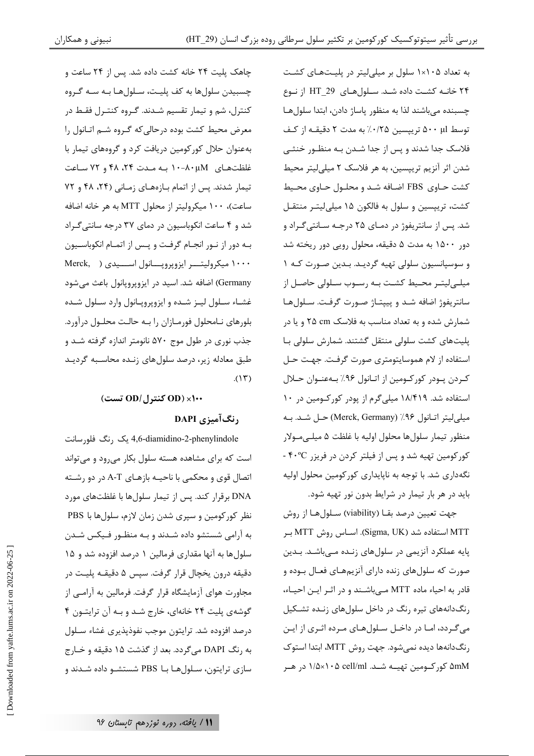به تعداد ۱۰۵×۱ سلول بر میلی‌لیتر در پلیت‌های کشت ۲۴ خانـه کشت داده شد. سلول‌های HT_29 از نـوع چسبنده می‌باشند لذا به منظور پاساژ دادن، ابتدا سلول‌ها توسط ۵۰۰ μl تریپسین ۰/۲۵٪ به مدت ۲ دقیقـه از کـف فلاسک جدا شدند و پس از جدا شـدن بـه منظـور خنثـی شدن اثر آنزیم تریپسین، به هر فلاسک ۲ میلی‌لیتر محیط کشت حـاوی FBS اضـافه شـد و محلـول حـاوی محـیط کشت، تریپسین و سلول به فالکون ۱۵ میلی‌لیتـر منتقـل شد. پس از سانتریفوژ در دمـای ۲۵ درجـه سـانتی‌گـراد و دور ۱۵۰۰ به مدت ۵ دقیقه، محلول رویی دور ریخته شد و سوسپانسیون سلولی تهیه گردیـد. بـدین صـورت کـه ۱ میلـی‌لیتـر محـیط کشـت بـه رسـوب سـلولی حاصـل از سانتریفوژ اضافه شـد و پیپتـاژ صـورت گرفـت. سـلول‌ها شمارش شده و به تعداد مناسب به فلاسک ۲۵ cm و یا در پلیت‌های کشت سلولی منتقل گشتند. شمارش سلولی بـا استفاده از لام هموسایتومتری صورت گرفـت. جهـت حـل کـردن پـودر کورکـومین از اتـانول ۹۶٪ بـه‌عنـوان حـلال استفاده شد. ۱۸/۴۱۹ میلی‌گرم از پودر کورکـومین در ۱۰ میلی‌لیتر اتـانول ۹۶٪ (Merck, Germany) حـل شـد. بـه منظور تیمار سلول‌ها محلول اولیه با غلظت ۵ میلـی‌مـولار کورکومین تهیه شد و پس از فیلتر کردن در فریزر ۴۰°C - نگه‌داری شد. با توجه به ناپایداری کورکومین محلول اولیه باید در هر بار تیمار در شرایط بدون نور تهیه شود.

جهت تعیین درصد بقـا (viability) سـلول‌ها از روش MTT استفاده شد (Sigma, UK). اسـاس روش MTT بـر پایه عملکرد آنزیمی در سلول‌های زنـده مـی‌باشـد. بـدین صورت که سلول‌های زنده دارای آنزیم‌هـای فعـال بـوده و قادر به احیاء ماده MTT مـی‌باشـند و در اثـر ایـن احیـاء، رنگ‌دانه‌های تیره رنگ در داخل سلول‌های زنـده تشـکیل می‌گـردد، امـا در داخـل سـلول‌هـای مـرده اثـری از ایـن رنگ‌دانه‌ها دیده نمی‌شود. جهت روش MTT، ابتدا استوک ۵mM کورکـومین تهیـه شـد. ۱/۵×۱۰۵ cell/ml در هـر چاهک پلیت ۲۴ خانه کشت داده شد. پس از ۲۴ ساعت و چسبیدن سلول‌ها به کف پلیـت، سـلول‌هـا بـه سـه گـروه کنترل، شم و تیمار تقسیم شـدند. گـروه کنتـرل فقـط در معرض محیط کشت بوده درحالی‌که گـروه شـم اتـانول را به‌عنوان حلال کورکومین دریافت کرد و گروه‌های تیمار با غلظت‌هـای ۱۰-۸۰μM بـه مـدت ۲۴، ۴۸ و ۷۲ سـاعت تیمار شدند. پس از اتمام بـازه‌هـای زمـانی (۲۴، ۴۸ و ۷۲ ساعت)، ۱۰۰ میکرولیتر از محلول MTT به هر خانه اضافه شد و ۴ ساعت انکوباسیون در دمای ۳۷ درجه سانتی‌گـراد بـه دور از نـور انجـام گرفـت و پـس از اتمـام انکوباسـیون ۱۰۰۰ میکرولیتـــر ایزوپروپـــانول اســـیدی (Merck, Germany) اضافه شد. اسید در ایزوپروپانول باعث می‌شود غشـاء سـلول لیـز شـده و ایزوپروپـانول وارد سـلول شـده بلورهای نـامحلول فورمـازان را بـه حالـت محلـول درآورد. جذب نوری در طول موج ۵۷۰ نانومتر اندازه گرفته شـد و طبق معادله زیر، درصد سلول‌های زنـده محاسـبه گردیـد (۱۳).

**(OD کنترل/OD تست)×۱۰۰**

### رنگ‌آمیزی DAPI

4,6-diamidino-2-phenylindole یک رنگ فلورسانت است که برای مشاهده هسته سلول بکار می‌رود و می‌تواند اتصال قوی و محکمی با ناحیـه بازهـای A-T در دو رشـته DNA برقرار کند. پس از تیمار سلول‌ها با غلظت‌های مورد نظر کورکومین و سپری شدن زمان لازم، سلول‌ها با PBS به آرامی شستشو داده شـدند و بـه منظـور فـیکس شـدن سلول‌ها به آنها مقداری فرمالین ۱ درصد افزوده شد و ۱۵ دقیقه درون یخچال قرار گرفت. سپس ۵ دقیقـه پلیـت در مجاورت هوای آزمایشگاه قرار گرفت. فرمالین به آرامـی از گوشه‌ی پلیت ۲۴ خانه‌ای، خارج شـد و بـه آن تریتـون ۴ درصد افزوده شد. تریتون موجب نفوذپذیری غشاء سـلول به رنگ DAPI می‌گردد. بعد از گذشت ۱۵ دقیقه و خـارج سازی تریتون، سـلول‌هـا بـا PBS شستشـو داده شـدند و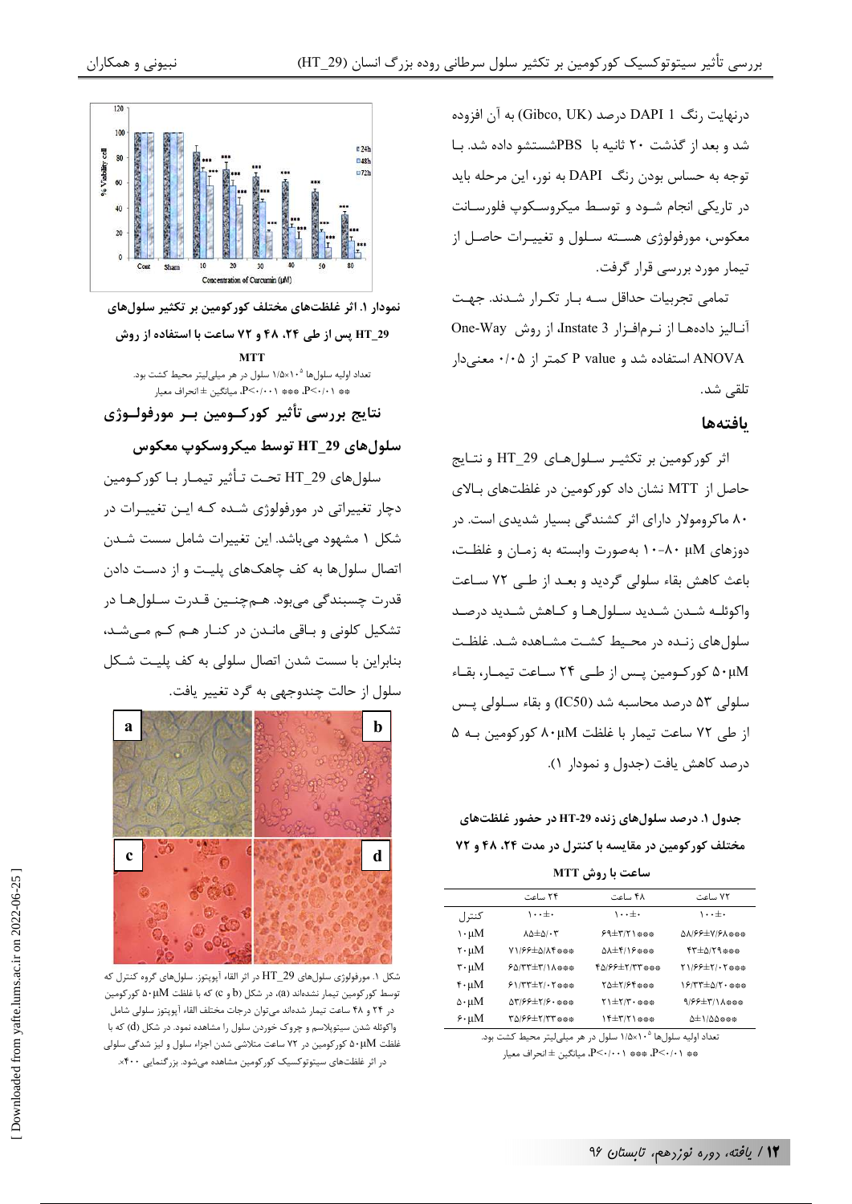درنهایت رنگ DAPI 1 درصد (Gibco, UK) به آن افزوده شد و بعد از گذشت ۲۰ ثانیه با PBSشستشو داده شد. با توجه به حساس بودن رنگ DAPI به نور، این مرحله باید در تاریکی انجام شود و توسط میکروسکوپ فلورسانت معکوس، مورفولوژی هسته سلول و تغییرات حاصل از تیمار مورد بررسی قرار گرفت.

تمامی تجربیات حداقل سه بار تکرار شدند. جهت آنالیز داده‌ها از نرم‌افزار Instate 3، از روش One-Way ANOVA استفاده شد و P value کمتر از ۰/۰۵ معنی‌دار تلقی شد.

## یافته‌ها

اثر کورکومین بر تکثیر سلول‌های HT_29 و نتایج حاصل از MTT نشان داد کورکومین در غلظت‌های بالای ۸۰ ماکرومولار دارای اثر کشندگی بسیار شدیدی است. در دوزهای ۸۰-۱۰ µM به‌صورت وابسته به زمان و غلظت، باعث کاهش بقاء سلولی گردید و بعد از طی ۷۲ ساعت واکوئله شدن شدید سلول‌ها و کاهش شدید درصد سلول‌های زنده در محیط کشت مشاهده شد. غلظت ۵۰µM کورکومین پس از طی ۲۴ ساعت تیمار، بقاء سلولی ۵۳ درصد محاسبه شد (IC50) و بقاء سلولی پس از طی ۷۲ ساعت تیمار با غلظت ۸۰µM کورکومین به ۵ درصد کاهش یافت (جدول و نمودار ۱).

**جدول ۱. درصد سلول‌های زنده HT-29 در حضور غلظت‌های مختلف کورکومین در مقایسه با کنترل در مدت ۲۴، ۴۸ و ۷۲ ساعت با روش MTT**

| | ۲۴ ساعت | ۴۸ ساعت | ۷۲ ساعت |
|---|---|---|---|
| کنترل | ۱۰۰±۰ | ۱۰۰±۰ | ۱۰۰±۰ |
| ۱۰µM | ۸۵±۵/۰۳ | ۶۹±۳/۲۱*** | ۵۸/۶۶±۷/۶۸*** |
| ۲۰µM | ۷۱/۶۶±۵/۸۴*** | ۵۸±۴/۱۶*** | ۴۳±۵/۲۹*** |
| ۳۰µM | ۶۵/۳۳±۳/۱۸*** | ۴۵/۶۶±۲/۳۳*** | ۲۱/۶۶±۲/۰۲*** |
| ۴۰µM | ۶۱/۳۳±۲/۰۲*** | ۲۵±۲/۶۴*** | ۱۶/۳۳±۵/۳۰*** |
| ۵۰µM | ۵۳/۶۶±۲/۶۰*** | ۲۱±۲/۳۰*** | ۹/۶۶±۳/۱۸*** |
| ۶۰µM | ۳۵/۶۶±۲/۳۳*** | ۱۴±۳/۲۱*** | ۵±۱/۵۵*** |

تعداد اولیه سلول‌ها $1/5\times10^5$ سلول در هر میلی‌لیتر محیط کشت بود.
** P<۰/۰۱، *** P<۰/۰۰۱، میانگین ± انحراف معیار

**نمودار ۱. اثر غلظت‌های مختلف کورکومین بر تکثیر سلول‌های HT_29 پس از طی ۲۴، ۴۸ و ۷۲ ساعت با استفاده از روش MTT**

تعداد اولیه سلول‌ها $1/5\times10^5$ سلول در هر میلی‌لیتر محیط کشت بود.
** P<۰/۰۱، *** P<۰/۰۰۱، میانگین ± انحراف معیار

### نتایج بررسی تأثیر کورکومین بر مورفولوژی سلول‌های HT_29 توسط میکروسکوپ معکوس

سلول‌های HT_29 تحت تأثیر تیمار با کورکومین دچار تغییراتی در مورفولوژی شده که این تغییرات در شکل ۱ مشهود می‌باشد. این تغییرات شامل سست شدن اتصال سلول‌ها به کف چاهک‌های پلیت و از دست دادن قدرت چسبندگی می‌بود. هم‌چنین قدرت سلول‌ها در تشکیل کلونی و باقی ماندن در کنار هم کم می‌شد، بنابراین با سست شدن اتصال سلولی به کف پلیت شکل سلول از حالت چندوجهی به گرد تغییر یافت.

شکل ۱. مورفولوژی سلول‌های HT_29 در اثر القاء آپوپتوز. سلول‌های گروه کنترل که توسط کورکومین تیمار نشده‌اند (a)، در شکل (b و c) که با غلظت ۵۰µM کورکومین در ۲۴ و ۴۸ ساعت تیمار شده‌اند می‌توان درجات مختلف القاء آپوپتوز سلولی شامل واکوئله شدن سیتوپلاسم و چروک خوردن سلول را مشاهده نمود. در شکل (d) که با غلظت ۵۰µM کورکومین در ۷۲ ساعت متلاشی شدن اجزاء سلول و لیز شدگی سلولی در اثر غلظت‌های سیتوتوکسیک کورکومین مشاهده می‌شود. بزرگنمایی ۴۰۰×.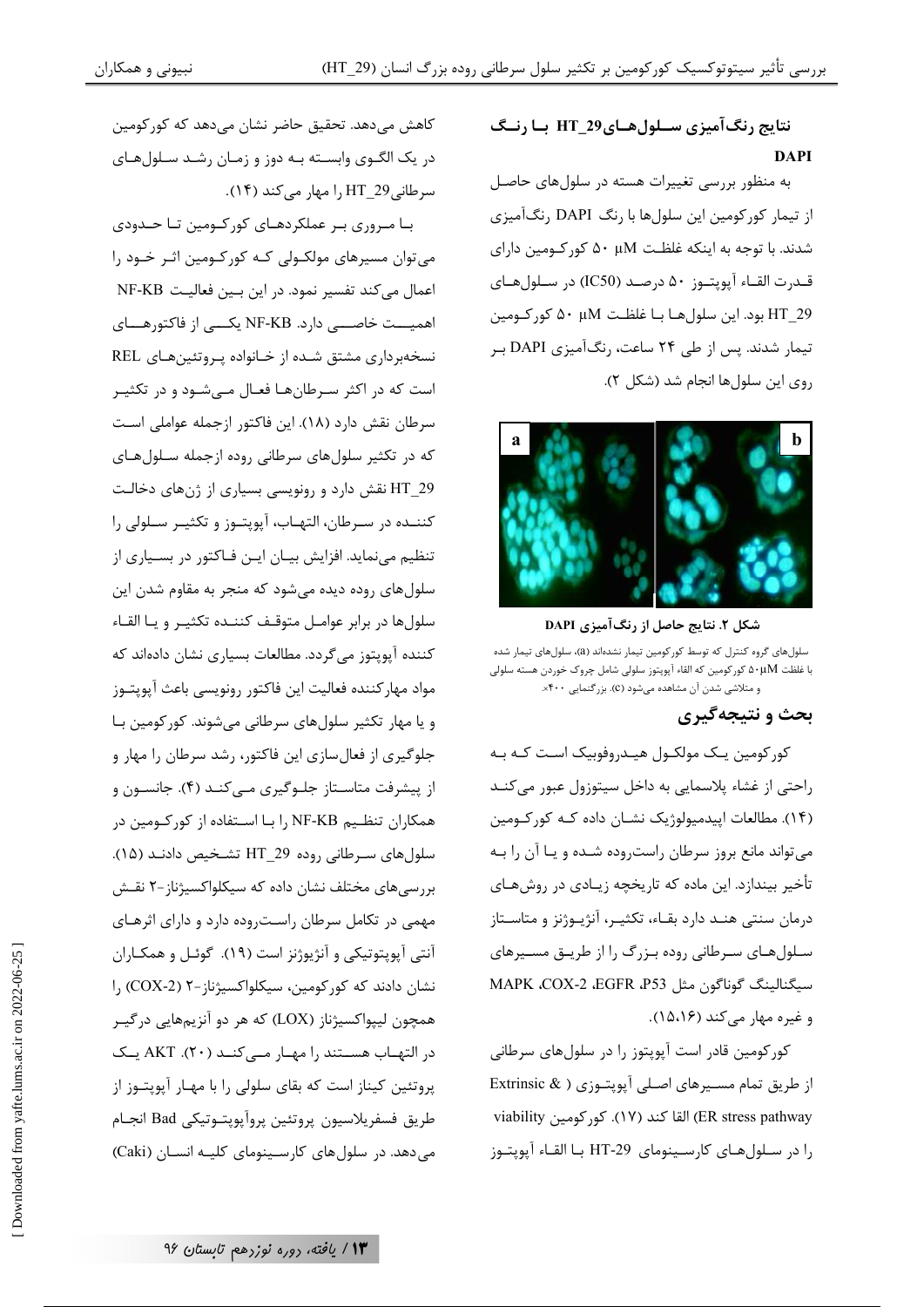## نتایج رنگ‌آمیزی سلول‌های HT_29 با رنگ DAPI

به منظور بررسی تغییرات هسته در سلول‌های حاصل از تیمار کورکومین این سلول‌ها با رنگ DAPI رنگ‌آمیزی شدند. با توجه به اینکه غلظت ۵۰ µM کورکومین دارای قدرت القاء آپوپتوز ۵۰ درصد (IC50) در سلول‌های HT_29 بود. این سلول‌ها با غلظت ۵۰ µM کورکومین تیمار شدند. پس از طی ۲۴ ساعت، رنگ‌آمیزی DAPI بر روی این سلول‌ها انجام شد (شکل ۲).

**شکل ۲. نتایج حاصل از رنگ‌آمیزی DAPI**

سلول‌های گروه کنترل که توسط کورکومین تیمار نشده‌اند (a)، سلول‌های تیمار شده با غلظت ۵۰µM کورکومین که القاء آپوپتوز سلولی شامل چروک خوردن هسته سلولی و متلاشی شدن آن مشاهده می‌شود (c). بزرگنمایی ۴۰۰×.

## بحث و نتیجه‌گیری

کورکومین یک مولکول هیدروفوبیک است که به راحتی از غشاء پلاسمایی به داخل سیتوزول عبور می‌کند (۱۴). مطالعات اپیدمیولوژیک نشان داده که کورکومین می‌تواند مانع بروز سرطان راست‌روده شده و یا آن را به تأخیر بیندازد. این ماده که تاریخچه زیادی در روش‌های درمان سنتی هند دارد بقاء، تکثیر، آنژیوژنز و متاستاز سلول‌های سرطانی روده بزرگ را از طریق مسیرهای سیگنالینگ گوناگون مثل P53، EGFR، COX-2، MAPK و غیره مهار می‌کند (۱۵،۱۶).

کورکومین قادر است آپوپتوز را در سلول‌های سرطانی از طریق تمام مسیرهای اصلی آپوپتوزی ( Extrinsic & ER stress pathway) القا کند (۱۷). کورکومین viability را در سلول‌های کارسینومای HT-29 با القاء آپوپتوز کاهش می‌دهد. تحقیق حاضر نشان می‌دهد که کورکومین در یک الگوی وابسته به دوز و زمان رشد سلول‌های سرطانی HT_29 را مهار می‌کند (۱۴).

با مروری بر عملکردهای کورکومین تا حدودی می‌توان مسیرهای مولکولی که کورکومین اثر خود را اعمال می‌کند تفسیر نمود. در این بین فعالیت NF-KB اهمیت خاصی دارد. NF-KB یکی از فاکتورهای نسخه‌برداری مشتق شده از خانواده پروتئین‌های REL است که در اکثر سرطان‌ها فعال می‌شود و در تکثیر سرطان نقش دارد (۱۸). این فاکتور ازجمله عواملی است که در تکثیر سلول‌های سرطانی روده ازجمله سلول‌های HT_29 نقش دارد و رونویسی بسیاری از ژن‌های دخالت کننده در سرطان، التهاب، آپوپتوز و تکثیر سلولی را تنظیم می‌نماید. افزایش بیان این فاکتور در بسیاری از سلول‌های روده دیده می‌شود که منجر به مقاوم شدن این سلول‌ها در برابر عوامل متوقف کننده تکثیر و یا القاء کننده آپوپتوز می‌گردد. مطالعات بسیاری نشان داده‌اند که مواد مهارکننده فعالیت این فاکتور رونویسی باعث آپوپتوز و یا مهار تکثیر سلول‌های سرطانی می‌شوند. کورکومین با جلوگیری از فعال‌سازی این فاکتور، رشد سرطان را مهار و از پیشرفت متاستاز جلوگیری می‌کند (۴). جانسون و همکاران تنظیم NF-KB را با استفاده از کورکومین در سلول‌های سرطانی روده HT_29 تشخیص دادند (۱۵). بررسی‌های مختلف نشان داده که سیکلواکسیژناز-۲ نقش مهمی در تکامل سرطان راست‌روده دارد و دارای اثرهای آنتی آپوپتوتیکی و آنژیوژنز است (۱۹). گوئل و همکاران نشان دادند که کورکومین، سیکلواکسیژناز-۲ (COX-2) را همچون لیپواکسیژناز (LOX) که هر دو آنزیم‌هایی درگیر در التهاب هستند را مهار می‌کند (۲۰). AKT یک پروتئین کیناز است که بقای سلولی را با مهار آپوپتوز از طریق فسفریلاسیون پروتئین پروآپوپتوتیکی Bad انجام می‌دهد. در سلول‌های کارسینومای کلیه انسان (Caki)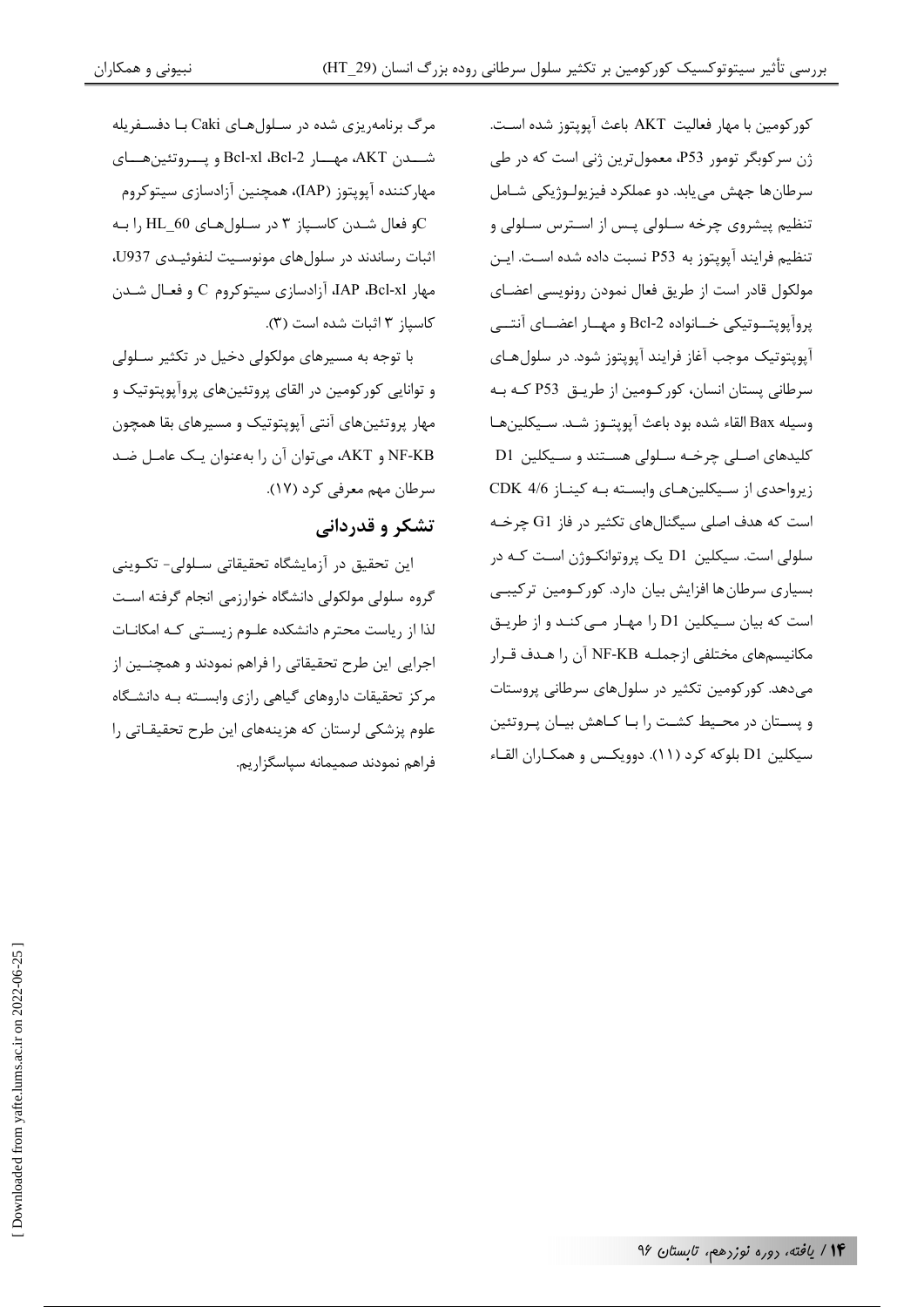کورکومین با مهار فعالیت AKT باعث آپوپتوز شده است. ژن سرکوبگر تومور P53، معمول‌ترین ژنی است که در طی سرطان‌ها جهش می‌یابد. دو عملکرد فیزیولوژیکی شامل تنظیم پیشروی چرخه سلولی پس از استرس سلولی و تنظیم فرایند آپوپتوز به P53 نسبت داده شده است. این مولکول قادر است از طریق فعال نمودن رونویسی اعضای پروآپوپتوتیکی خانواده Bcl-2 و مهار اعضای آنتی آپوپتوتیک موجب آغاز فرایند آپوپتوز شود. در سلول‌های سرطانی پستان انسان، کورکومین از طریق P53 که به وسیله Bax القاء شده بود باعث آپوپتوز شد. سیکلین‌ها کلیدهای اصلی چرخه سلولی هستند و سیکلین D1 زیرواحدی از سیکلین‌های وابسته به کیناز CDK 4/6 است که هدف اصلی سیگنال‌های تکثیر در فاز G1 چرخه سلولی است. سیکلین D1 یک پروتوانکوژن است که در بسیاری سرطان‌ها افزایش بیان دارد. کورکومین ترکیبی است که بیان سیکلین D1 را مهار می‌کند و از طریق مکانیسم‌های مختلفی ازجمله NF-KB آن را هدف قرار می‌دهد. کورکومین تکثیر در سلول‌های سرطانی پروستات و پستان در محیط کشت را با کاهش بیان پروتئین سیکلین D1 بلوکه کرد (۱۱). دوویکس و همکاران القاء مرگ برنامه‌ریزی شده در سلول‌های Caki با دفسفریله شدن AKT، مهار Bcl-2، Bcl-xl و پروتئین‌های مهارکننده آپوپتوز (IAP)، همچنین آزادسازی سیتوکروم C و فعال شدن کاسپاز ۳ در سلول‌های HL_60 را به اثبات رساندند در سلول‌های مونوسیت لنفوئیدی U937، مهار Bcl-xl، IAP، آزادسازی سیتوکروم C و فعال شدن کاسپاز ۳ اثبات شده است (۳).

با توجه به مسیرهای مولکولی دخیل در تکثیر سلولی و توانایی کورکومین در القای پروتئین‌های پروآپوپتوتیک و مهار پروتئین‌های آنتی آپوپتوتیک و مسیرهای بقا همچون NF-KB و AKT، می‌توان آن را به‌عنوان یک عامل ضد سرطان مهم معرفی کرد (۱۷).

## تشکر و قدردانی

این تحقیق در آزمایشگاه تحقیقاتی سلولی- تکوینی گروه سلولی مولکولی دانشگاه خوارزمی انجام گرفته است لذا از ریاست محترم دانشکده علوم زیستی که امکانات اجرایی این طرح تحقیقاتی را فراهم نمودند و همچنین از مرکز تحقیقات داروهای گیاهی رازی وابسته به دانشگاه علوم پزشکی لرستان که هزینه‌های این طرح تحقیقاتی را فراهم نمودند صمیمانه سپاسگزاریم.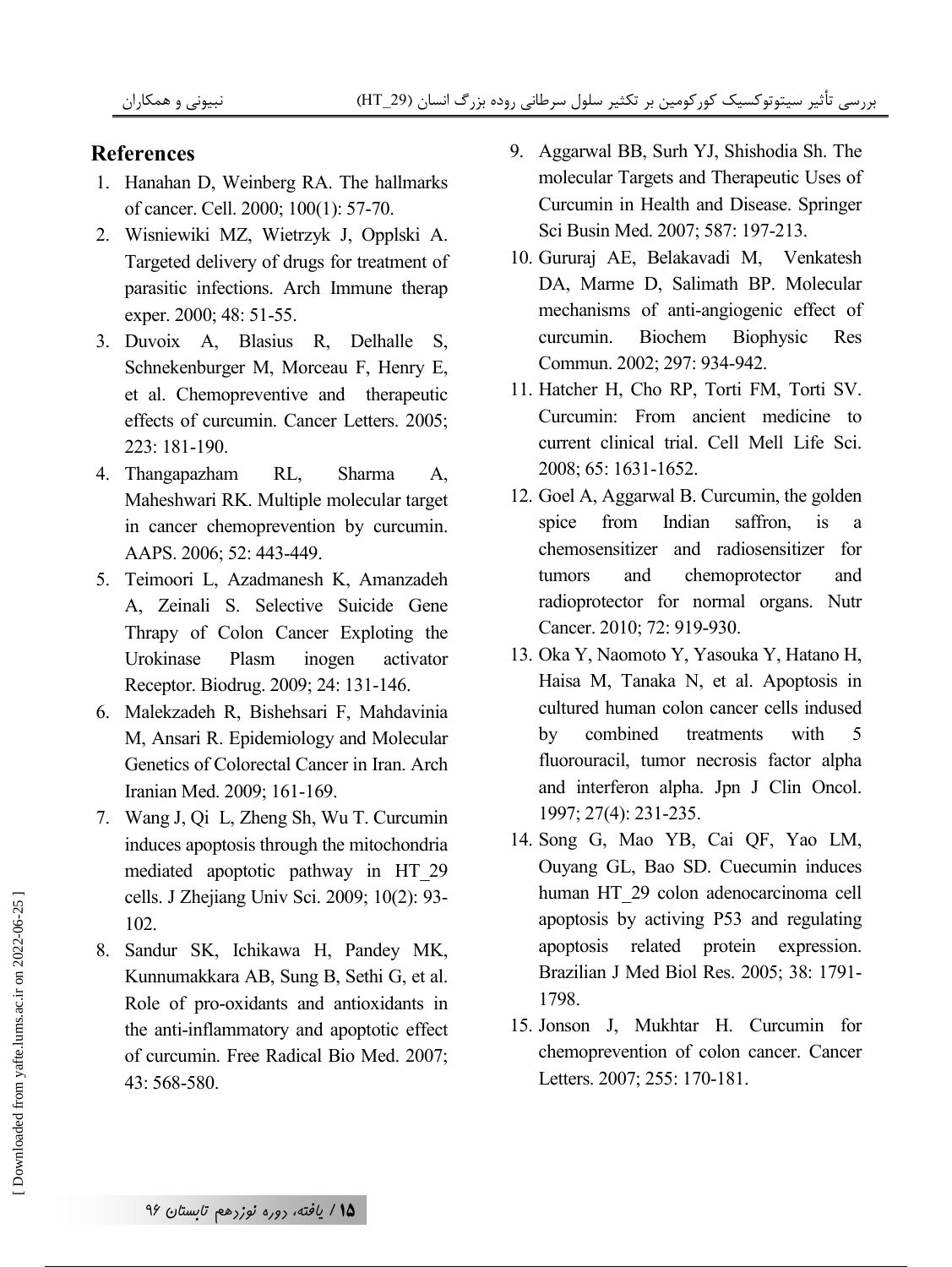## References

1. Hanahan D, Weinberg RA. The hallmarks of cancer. Cell. 2000; 100(1): 57-70.
2. Wisniewiki MZ, Wietrzyk J, Opplski A. Targeted delivery of drugs for treatment of parasitic infections. Arch Immune therap exper. 2000; 48: 51-55.
3. Duvoix A, Blasius R, Delhalle S, Schnekenburger M, Morceau F, Henry E, et al. Chemopreventive and therapeutic effects of curcumin. Cancer Letters. 2005; 223: 181-190.
4. Thangapazham RL, Sharma A, Maheshwari RK. Multiple molecular target in cancer chemoprevention by curcumin. AAPS. 2006; 52: 443-449.
5. Teimoori L, Azadmanesh K, Amanzadeh A, Zeinali S. Selective Suicide Gene Thrapy of Colon Cancer Exploting the Urokinase Plasm inogen activator Receptor. Biodrug. 2009; 24: 131-146.
6. Malekzadeh R, Bishehsari F, Mahdavinia M, Ansari R. Epidemiology and Molecular Genetics of Colorectal Cancer in Iran. Arch Iranian Med. 2009; 161-169.
7. Wang J, Qi L, Zheng Sh, Wu T. Curcumin induces apoptosis through the mitochondria mediated apoptotic pathway in HT_29 cells. J Zhejiang Univ Sci. 2009; 10(2): 93-102.
8. Sandur SK, Ichikawa H, Pandey MK, Kunnumakkara AB, Sung B, Sethi G, et al. Role of pro-oxidants and antioxidants in the anti-inflammatory and apoptotic effect of curcumin. Free Radical Bio Med. 2007; 43: 568-580.
9. Aggarwal BB, Surh YJ, Shishodia Sh. The molecular Targets and Therapeutic Uses of Curcumin in Health and Disease. Springer Sci Busin Med. 2007; 587: 197-213.
10. Gururaj AE, Belakavadi M, Venkatesh DA, Marme D, Salimath BP. Molecular mechanisms of anti-angiogenic effect of curcumin. Biochem Biophysic Res Commun. 2002; 297: 934-942.
11. Hatcher H, Cho RP, Torti FM, Torti SV. Curcumin: From ancient medicine to current clinical trial. Cell Mell Life Sci. 2008; 65: 1631-1652.
12. Goel A, Aggarwal B. Curcumin, the golden spice from Indian saffron, is a chemosensitizer and radiosensitizer for tumors and chemoprotector and radioprotector for normal organs. Nutr Cancer. 2010; 72: 919-930.
13. Oka Y, Naomoto Y, Yasouka Y, Hatano H, Haisa M, Tanaka N, et al. Apoptosis in cultured human colon cancer cells indused by combined treatments with 5 fluorouracil, tumor necrosis factor alpha and interferon alpha. Jpn J Clin Oncol. 1997; 27(4): 231-235.
14. Song G, Mao YB, Cai QF, Yao LM, Ouyang GL, Bao SD. Cuecumin induces human HT_29 colon adenocarcinoma cell apoptosis by activing P53 and regulating apoptosis related protein expression. Brazilian J Med Biol Res. 2005; 38: 1791-1798.
15. Jonson J, Mukhtar H. Curcumin for chemoprevention of colon cancer. Cancer Letters. 2007; 255: 170-181.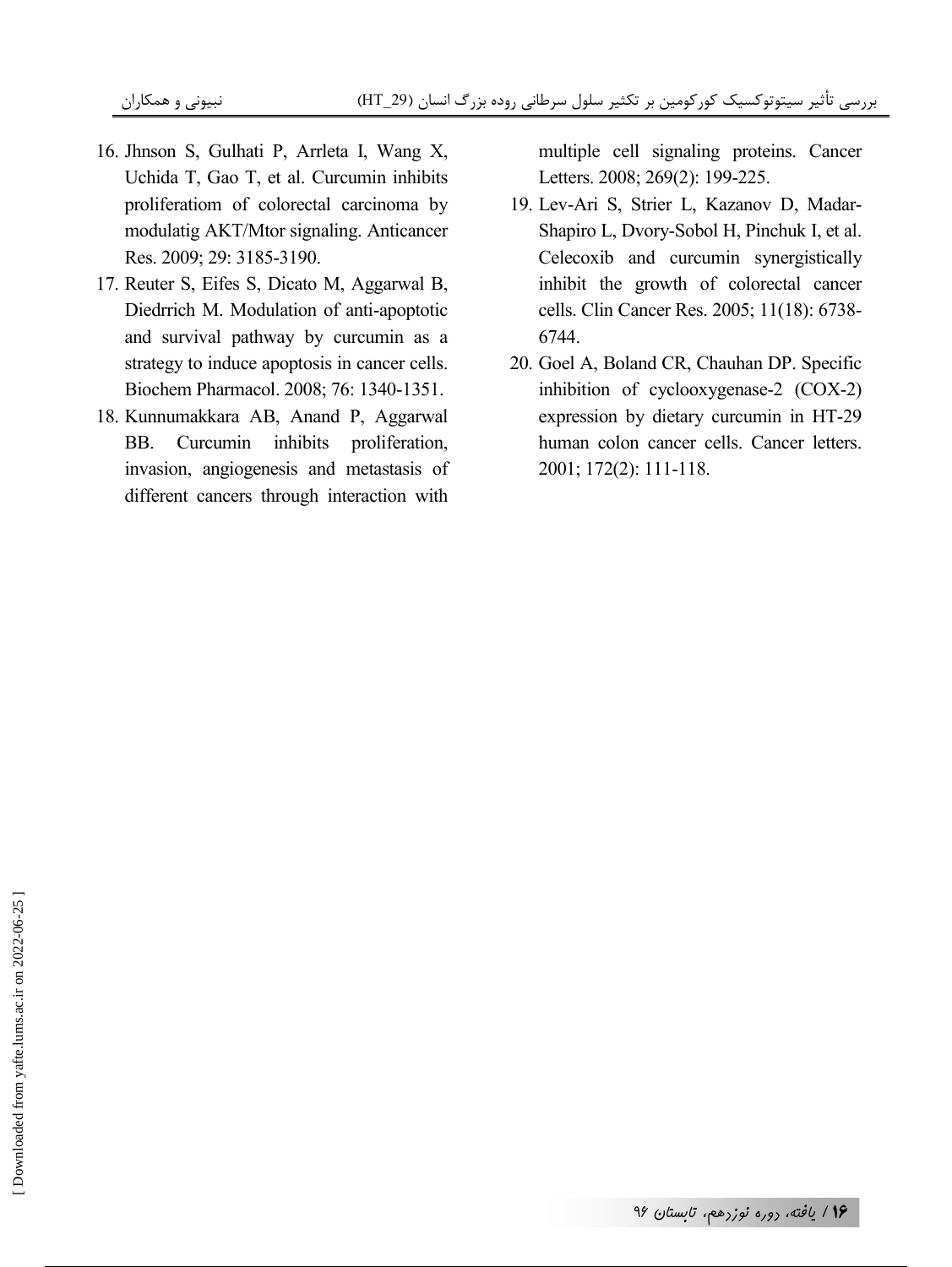16. Jhnson S, Gulhati P, Arrleta I, Wang X, Uchida T, Gao T, et al. Curcumin inhibits proliferatiom of colorectal carcinoma by modulatig AKT/Mtor signaling. Anticancer Res. 2009; 29: 3185-3190.
17. Reuter S, Eifes S, Dicato M, Aggarwal B, Diedrrich M. Modulation of anti-apoptotic and survival pathway by curcumin as a strategy to induce apoptosis in cancer cells. Biochem Pharmacol. 2008; 76: 1340-1351.
18. Kunnumakkara AB, Anand P, Aggarwal BB. Curcumin inhibits proliferation, invasion, angiogenesis and metastasis of different cancers through interaction with multiple cell signaling proteins. Cancer Letters. 2008; 269(2): 199-225.
19. Lev-Ari S, Strier L, Kazanov D, Madar-Shapiro L, Dvory-Sobol H, Pinchuk I, et al. Celecoxib and curcumin synergistically inhibit the growth of colorectal cancer cells. Clin Cancer Res. 2005; 11(18): 6738-6744.
20. Goel A, Boland CR, Chauhan DP. Specific inhibition of cyclooxygenase-2 (COX-2) expression by dietary curcumin in HT-29 human colon cancer cells. Cancer letters. 2001; 172(2): 111-118.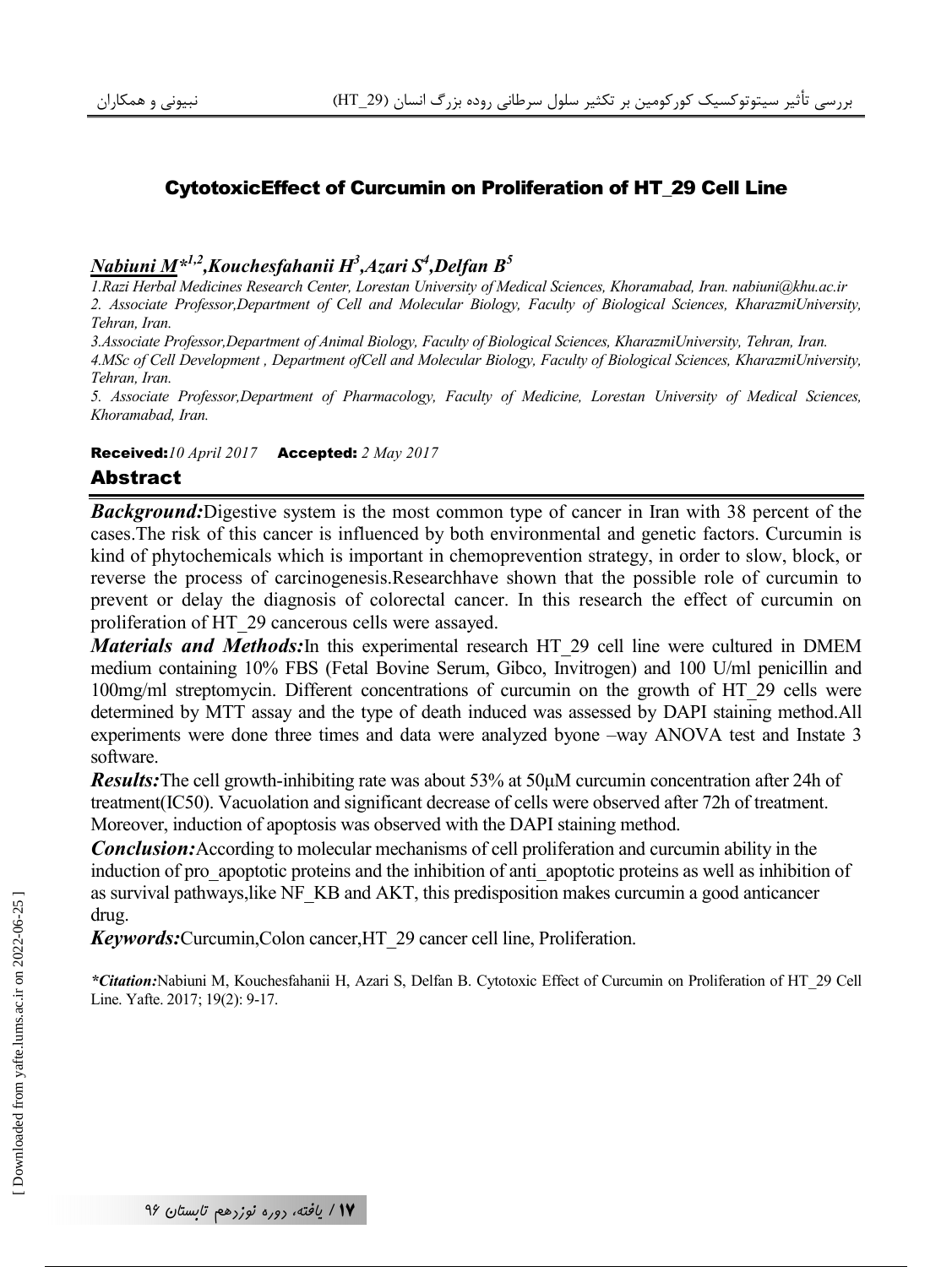# CytotoxicEffect of Curcumin on Proliferation of HT_29 Cell Line

***Nabiuni M*[1,2],Kouchesfahanii H[3],Azari S[4],Delfan B[5]***

*1.Razi Herbal Medicines Research Center, Lorestan University of Medical Sciences, Khoramabad, Iran. nabiuni@khu.ac.ir*
*2. Associate Professor,Department of Cell and Molecular Biology, Faculty of Biological Sciences, KharazmiUniversity, Tehran, Iran.*
*3.Associate Professor,Department of Animal Biology, Faculty of Biological Sciences, KharazmiUniversity, Tehran, Iran.*
*4.MSc of Cell Development , Department ofCell and Molecular Biology, Faculty of Biological Sciences, KharazmiUniversity, Tehran, Iran.*
*5. Associate Professor,Department of Pharmacology, Faculty of Medicine, Lorestan University of Medical Sciences, Khoramabad, Iran.*

**Received:***10 April 2017* **Accepted:** *2 May 2017*

## Abstract

***Background:***Digestive system is the most common type of cancer in Iran with 38 percent of the cases.The risk of this cancer is influenced by both environmental and genetic factors. Curcumin is kind of phytochemicals which is important in chemoprevention strategy, in order to slow, block, or reverse the process of carcinogenesis.Researchhave shown that the possible role of curcumin to prevent or delay the diagnosis of colorectal cancer. In this research the effect of curcumin on proliferation of HT_29 cancerous cells were assayed.

***Materials and Methods:***In this experimental research HT_29 cell line were cultured in DMEM medium containing 10% FBS (Fetal Bovine Serum, Gibco, Invitrogen) and 100 U/ml penicillin and 100mg/ml streptomycin. Different concentrations of curcumin on the growth of HT_29 cells were determined by MTT assay and the type of death induced was assessed by DAPI staining method.All experiments were done three times and data were analyzed byone –way ANOVA test and Instate 3 software.

***Results:***The cell growth-inhibiting rate was about 53% at 50µM curcumin concentration after 24h of treatment(IC50). Vacuolation and significant decrease of cells were observed after 72h of treatment. Moreover, induction of apoptosis was observed with the DAPI staining method.

***Conclusion:***According to molecular mechanisms of cell proliferation and curcumin ability in the induction of pro_apoptotic proteins and the inhibition of anti_apoptotic proteins as well as inhibition of as survival pathways,like NF_KB and AKT, this predisposition makes curcumin a good anticancer drug.

***Keywords:***Curcumin,Colon cancer,HT_29 cancer cell line, Proliferation.

***Citation:**Nabiuni M, Kouchesfahanii H, Azari S, Delfan B. Cytotoxic Effect of Curcumin on Proliferation of HT_29 Cell Line. Yafte. 2017; 19(2): 9-17.